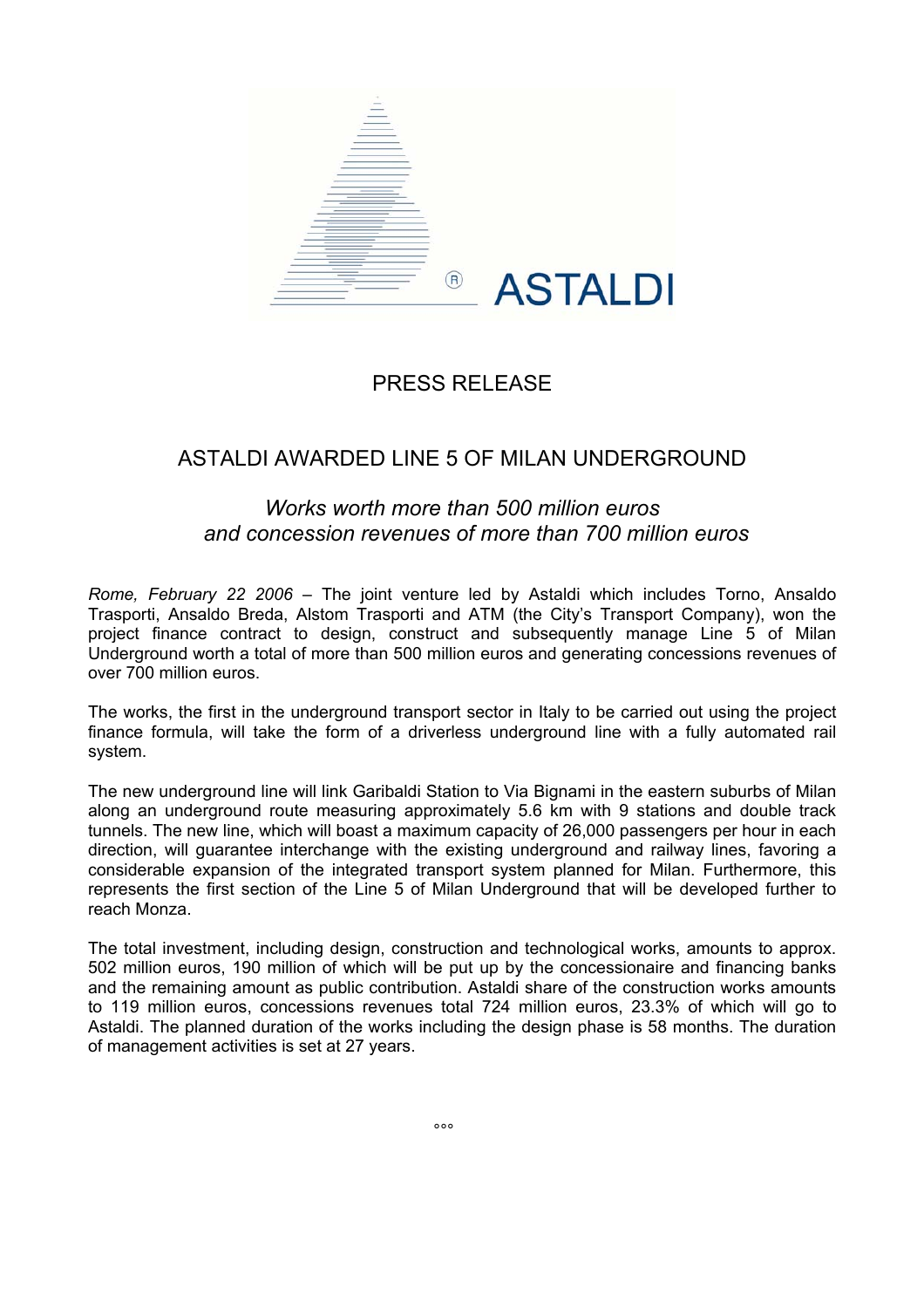ASTALDI

# PRESS RELEASE

## ASTALDI AWARDED LINE 5 OF MILAN UNDERGROUND

### *Works worth more than 500 million euros and concession revenues of more than 700 million euros*

*Rome, February 22 2006* – The joint venture led by Astaldi which includes Torno, Ansaldo Trasporti, Ansaldo Breda, Alstom Trasporti and ATM (the City's Transport Company), won the project finance contract to design, construct and subsequently manage Line 5 of Milan Underground worth a total of more than 500 million euros and generating concessions revenues of over 700 million euros.

The works, the first in the underground transport sector in Italy to be carried out using the project finance formula, will take the form of a driverless underground line with a fully automated rail system.

The new underground line will link Garibaldi Station to Via Bignami in the eastern suburbs of Milan along an underground route measuring approximately 5.6 km with 9 stations and double track tunnels. The new line, which will boast a maximum capacity of 26,000 passengers per hour in each direction, will guarantee interchange with the existing underground and railway lines, favoring a considerable expansion of the integrated transport system planned for Milan. Furthermore, this represents the first section of the Line 5 of Milan Underground that will be developed further to reach Monza.

The total investment, including design, construction and technological works, amounts to approx. 502 million euros, 190 million of which will be put up by the concessionaire and financing banks and the remaining amount as public contribution. Astaldi share of the construction works amounts to 119 million euros, concessions revenues total 724 million euros, 23.3% of which will go to Astaldi. The planned duration of the works including the design phase is 58 months. The duration of management activities is set at 27 years.

°°°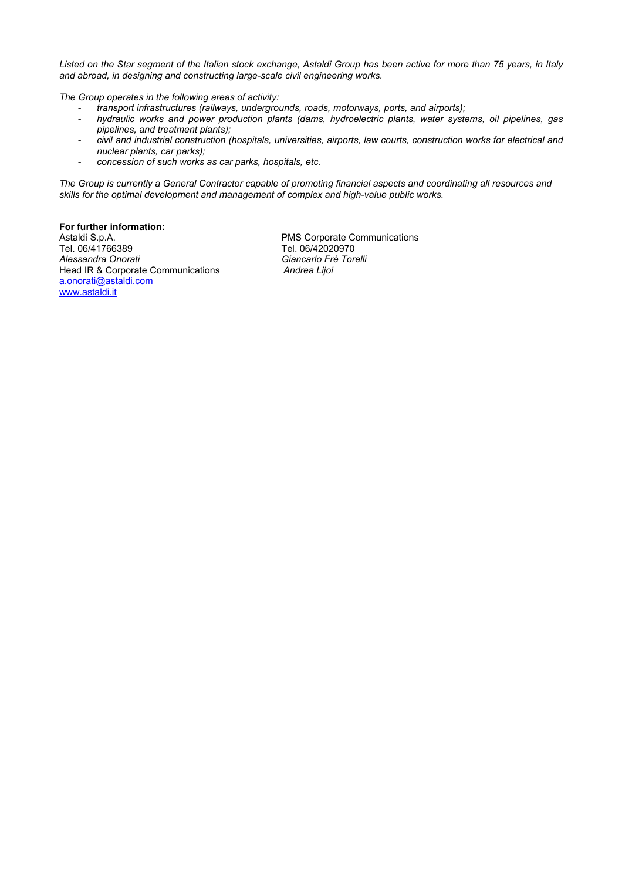*Listed on the Star segment of the Italian stock exchange, Astaldi Group has been active for more than 75 years, in Italy and abroad, in designing and constructing large-scale civil engineering works.*

*The Group operates in the following areas of activity:*

- *transport infrastructures (railways, undergrounds, roads, motorways, ports, and airports);*
- *hydraulic works and power production plants (dams, hydroelectric plants, water systems, oil pipelines, gas pipelines, and treatment plants);*
- *civil and industrial construction (hospitals, universities, airports, law courts, construction works for electrical and nuclear plants, car parks);*
- *concession of such works as car parks, hospitals, etc.*

*The Group is currently a General Contractor capable of promoting financial aspects and coordinating all resources and skills for the optimal development and management of complex and high-value public works.*

**For further information:**

Astaldi S.p.A.
Tel. 06/41766389
*Alessandra Onorati*
Head IR & Corporate Communications
a.onorati@astaldi.com
www.astaldi.it

PMS Corporate Communications
Tel. 06/42020970
*Giancarlo Frè Torelli*
*Andrea Lijoi*